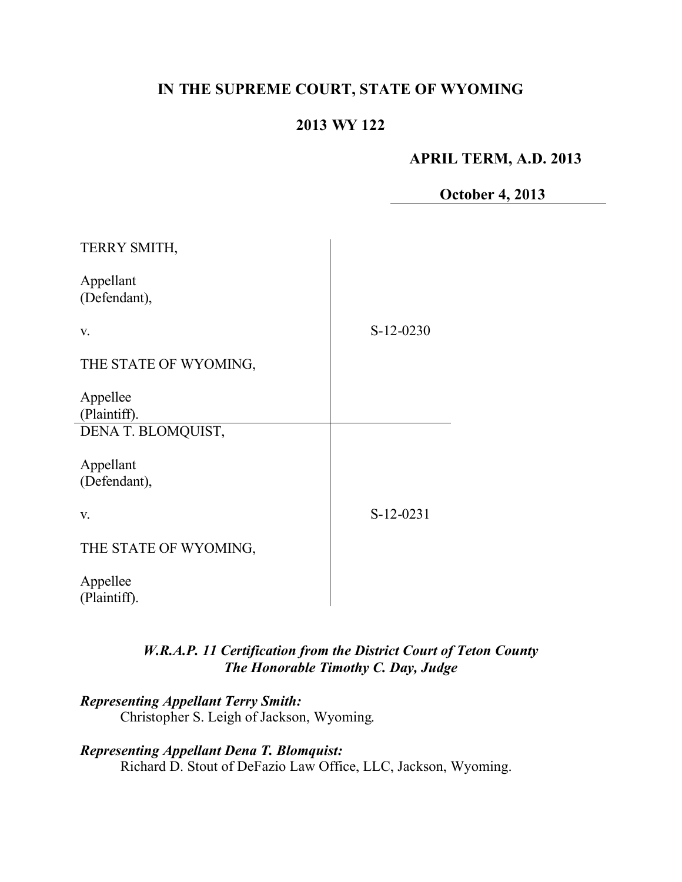# IN THE SUPREME COURT, STATE OF WYOMING

## 2013 WY 122

**APRIL TERM, A.D. 2013**

**October 4, 2013**

| | |
|---|---|
| TERRY SMITH,<br><br>Appellant<br>(Defendant),<br><br>v.<br><br>THE STATE OF WYOMING,<br><br>Appellee<br>(Plaintiff). | S-12-0230 |
| DENA T. BLOMQUIST,<br><br>Appellant<br>(Defendant),<br><br>v.<br><br>THE STATE OF WYOMING,<br><br>Appellee<br>(Plaintiff). | S-12-0231 |

***W.R.A.P. 11 Certification from the District Court of Teton County***
***The Honorable Timothy C. Day, Judge***

***Representing Appellant Terry Smith:***
Christopher S. Leigh of Jackson, Wyoming.

***Representing Appellant Dena T. Blomquist:***
Richard D. Stout of DeFazio Law Office, LLC, Jackson, Wyoming.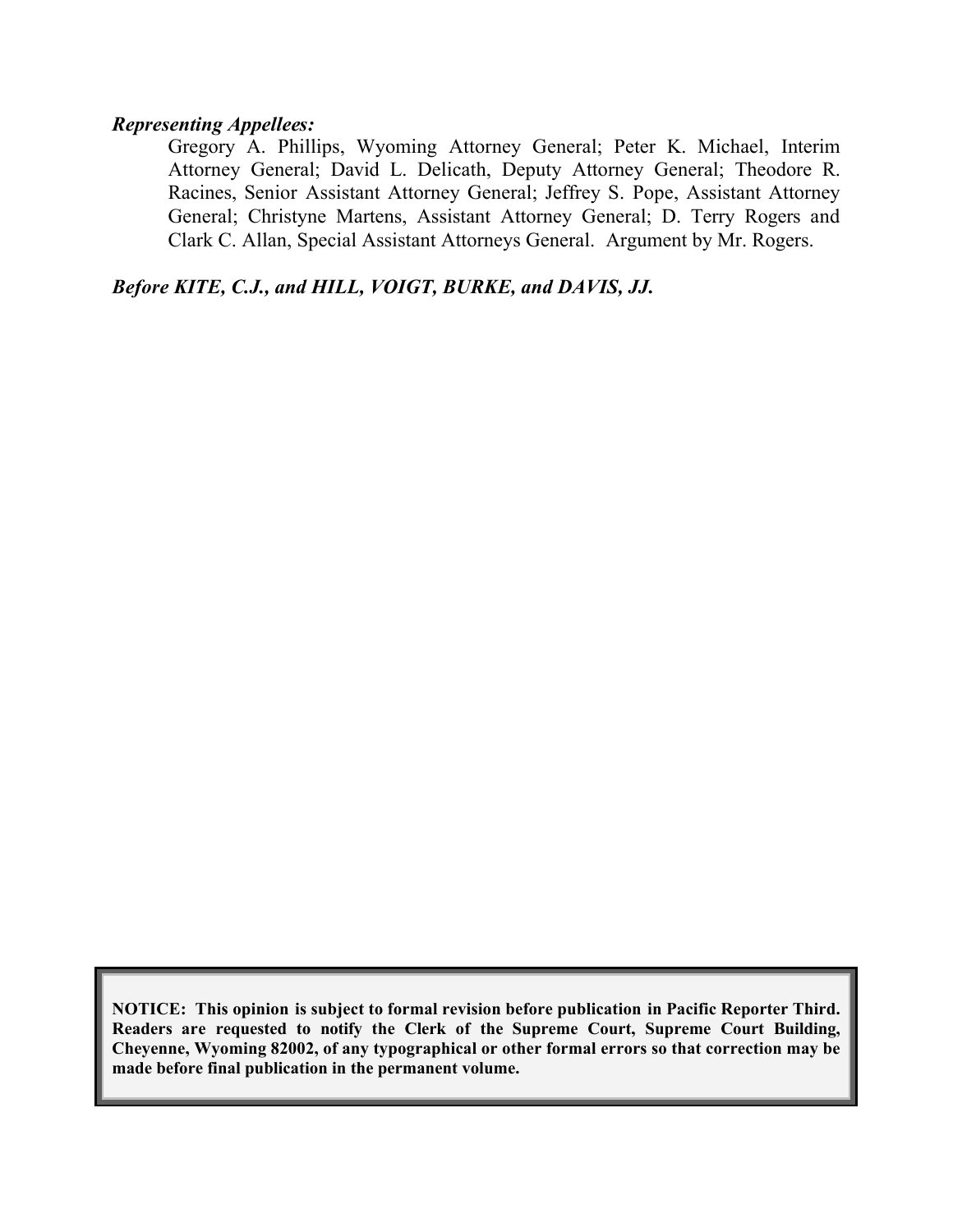***Representing Appellees:***

Gregory A. Phillips, Wyoming Attorney General; Peter K. Michael, Interim Attorney General; David L. Delicath, Deputy Attorney General; Theodore R. Racines, Senior Assistant Attorney General; Jeffrey S. Pope, Assistant Attorney General; Christyne Martens, Assistant Attorney General; D. Terry Rogers and Clark C. Allan, Special Assistant Attorneys General. Argument by Mr. Rogers.

***Before KITE, C.J., and HILL, VOIGT, BURKE, and DAVIS, JJ.***

**NOTICE: This opinion is subject to formal revision before publication in Pacific Reporter Third. Readers are requested to notify the Clerk of the Supreme Court, Supreme Court Building, Cheyenne, Wyoming 82002, of any typographical or other formal errors so that correction may be made before final publication in the permanent volume.**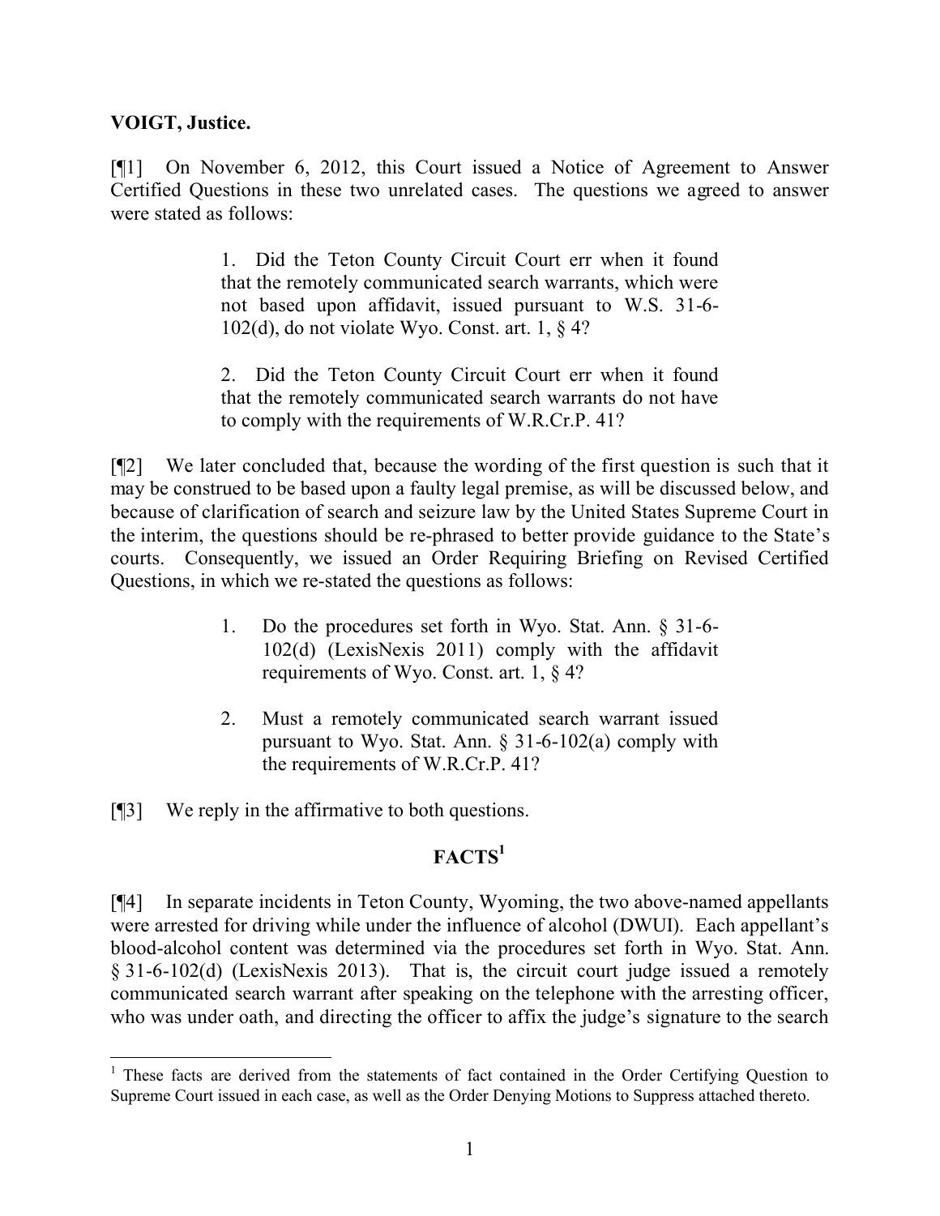**VOIGT, Justice.**

[¶1] On November 6, 2012, this Court issued a Notice of Agreement to Answer Certified Questions in these two unrelated cases. The questions we agreed to answer were stated as follows:

> 1. Did the Teton County Circuit Court err when it found that the remotely communicated search warrants, which were not based upon affidavit, issued pursuant to W.S. 31-6-102(d), do not violate Wyo. Const. art. 1, § 4?
>
> 2. Did the Teton County Circuit Court err when it found that the remotely communicated search warrants do not have to comply with the requirements of W.R.Cr.P. 41?

[¶2] We later concluded that, because the wording of the first question is such that it may be construed to be based upon a faulty legal premise, as will be discussed below, and because of clarification of search and seizure law by the United States Supreme Court in the interim, the questions should be re-phrased to better provide guidance to the State's courts. Consequently, we issued an Order Requiring Briefing on Revised Certified Questions, in which we re-stated the questions as follows:

> 1. Do the procedures set forth in Wyo. Stat. Ann. § 31-6-102(d) (LexisNexis 2011) comply with the affidavit requirements of Wyo. Const. art. 1, § 4?
>
> 2. Must a remotely communicated search warrant issued pursuant to Wyo. Stat. Ann. § 31-6-102(a) comply with the requirements of W.R.Cr.P. 41?

[¶3] We reply in the affirmative to both questions.

## FACTS[1]

[¶4] In separate incidents in Teton County, Wyoming, the two above-named appellants were arrested for driving while under the influence of alcohol (DWUI). Each appellant's blood-alcohol content was determined via the procedures set forth in Wyo. Stat. Ann. § 31-6-102(d) (LexisNexis 2013). That is, the circuit court judge issued a remotely communicated search warrant after speaking on the telephone with the arresting officer, who was under oath, and directing the officer to affix the judge's signature to the search

---

[1] These facts are derived from the statements of fact contained in the Order Certifying Question to Supreme Court issued in each case, as well as the Order Denying Motions to Suppress attached thereto.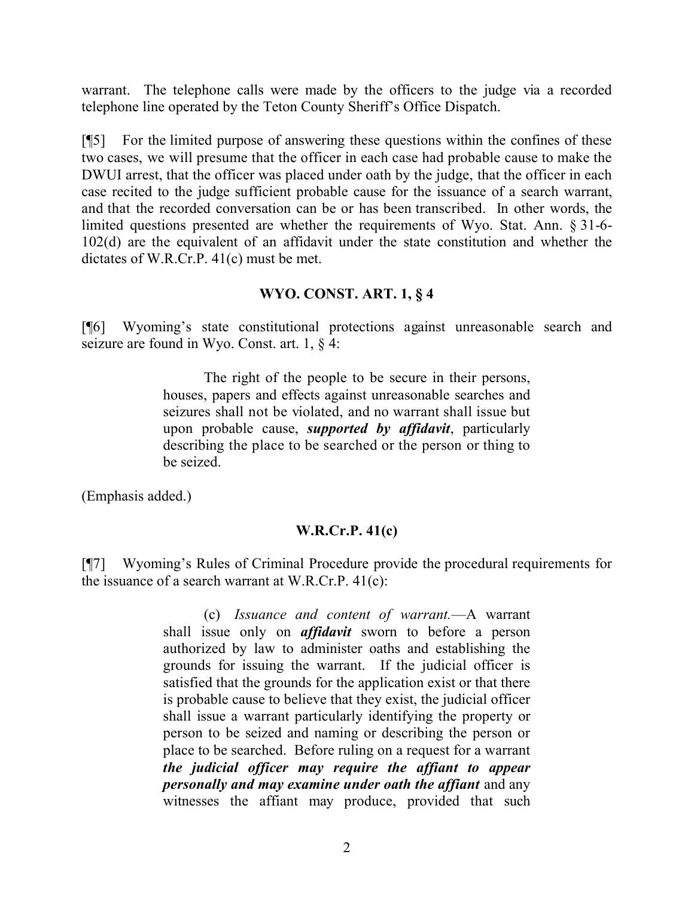warrant. The telephone calls were made by the officers to the judge via a recorded telephone line operated by the Teton County Sheriff's Office Dispatch.

[¶5] For the limited purpose of answering these questions within the confines of these two cases, we will presume that the officer in each case had probable cause to make the DWUI arrest, that the officer was placed under oath by the judge, that the officer in each case recited to the judge sufficient probable cause for the issuance of a search warrant, and that the recorded conversation can be or has been transcribed. In other words, the limited questions presented are whether the requirements of Wyo. Stat. Ann. § 31-6-102(d) are the equivalent of an affidavit under the state constitution and whether the dictates of W.R.Cr.P. 41(c) must be met.

## WYO. CONST. ART. 1, § 4

[¶6] Wyoming's state constitutional protections against unreasonable search and seizure are found in Wyo. Const. art. 1, § 4:

> The right of the people to be secure in their persons, houses, papers and effects against unreasonable searches and seizures shall not be violated, and no warrant shall issue but upon probable cause, ***supported by affidavit***, particularly describing the place to be searched or the person or thing to be seized.

(Emphasis added.)

## W.R.Cr.P. 41(c)

[¶7] Wyoming's Rules of Criminal Procedure provide the procedural requirements for the issuance of a search warrant at W.R.Cr.P. 41(c):

> (c) *Issuance and content of warrant.*—A warrant shall issue only on ***affidavit*** sworn to before a person authorized by law to administer oaths and establishing the grounds for issuing the warrant. If the judicial officer is satisfied that the grounds for the application exist or that there is probable cause to believe that they exist, the judicial officer shall issue a warrant particularly identifying the property or person to be seized and naming or describing the person or place to be searched. Before ruling on a request for a warrant ***the judicial officer may require the affiant to appear personally and may examine under oath the affiant*** and any witnesses the affiant may produce, provided that such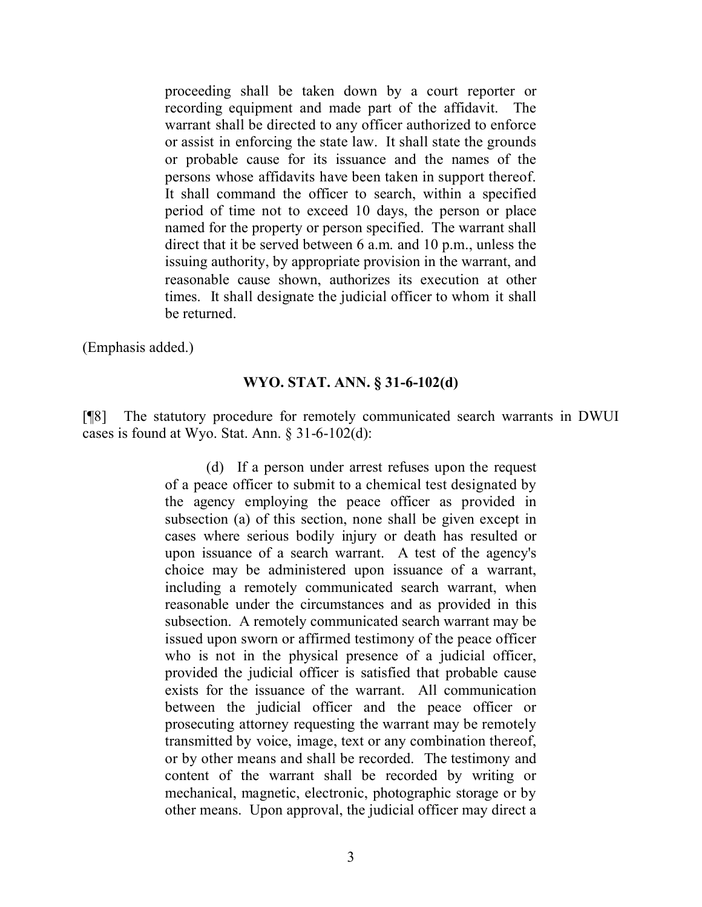> proceeding shall be taken down by a court reporter or recording equipment and made part of the affidavit. The warrant shall be directed to any officer authorized to enforce or assist in enforcing the state law. It shall state the grounds or probable cause for its issuance and the names of the persons whose affidavits have been taken in support thereof. It shall command the officer to search, within a specified period of time not to exceed 10 days, the person or place named for the property or person specified. The warrant shall direct that it be served between 6 a.m. and 10 p.m., unless the issuing authority, by appropriate provision in the warrant, and reasonable cause shown, authorizes its execution at other times. It shall designate the judicial officer to whom it shall be returned.

(Emphasis added.)

**WYO. STAT. ANN. § 31-6-102(d)**

[¶8] The statutory procedure for remotely communicated search warrants in DWUI cases is found at Wyo. Stat. Ann. § 31-6-102(d):

> (d) If a person under arrest refuses upon the request of a peace officer to submit to a chemical test designated by the agency employing the peace officer as provided in subsection (a) of this section, none shall be given except in cases where serious bodily injury or death has resulted or upon issuance of a search warrant. A test of the agency's choice may be administered upon issuance of a warrant, including a remotely communicated search warrant, when reasonable under the circumstances and as provided in this subsection. A remotely communicated search warrant may be issued upon sworn or affirmed testimony of the peace officer who is not in the physical presence of a judicial officer, provided the judicial officer is satisfied that probable cause exists for the issuance of the warrant. All communication between the judicial officer and the peace officer or prosecuting attorney requesting the warrant may be remotely transmitted by voice, image, text or any combination thereof, or by other means and shall be recorded. The testimony and content of the warrant shall be recorded by writing or mechanical, magnetic, electronic, photographic storage or by other means. Upon approval, the judicial officer may direct a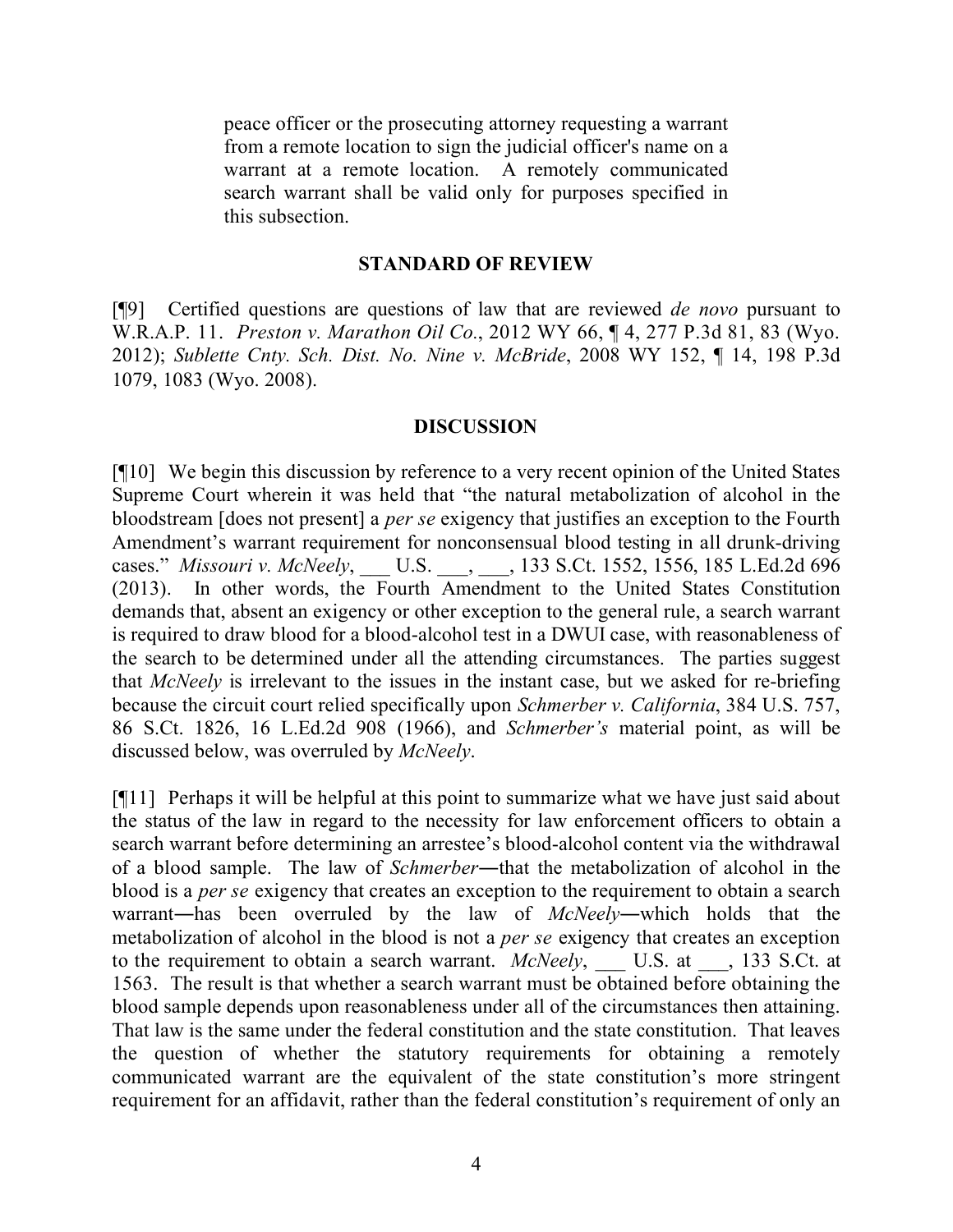> peace officer or the prosecuting attorney requesting a warrant from a remote location to sign the judicial officer's name on a warrant at a remote location. A remotely communicated search warrant shall be valid only for purposes specified in this subsection.

## STANDARD OF REVIEW

[¶9] Certified questions are questions of law that are reviewed *de novo* pursuant to W.R.A.P. 11. *Preston v. Marathon Oil Co.*, 2012 WY 66, ¶ 4, 277 P.3d 81, 83 (Wyo. 2012); *Sublette Cnty. Sch. Dist. No. Nine v. McBride*, 2008 WY 152, ¶ 14, 198 P.3d 1079, 1083 (Wyo. 2008).

## DISCUSSION

[¶10] We begin this discussion by reference to a very recent opinion of the United States Supreme Court wherein it was held that "the natural metabolization of alcohol in the bloodstream [does not present] a *per se* exigency that justifies an exception to the Fourth Amendment's warrant requirement for nonconsensual blood testing in all drunk-driving cases." *Missouri v. McNeely*, ___ U.S. ___, ___, 133 S.Ct. 1552, 1556, 185 L.Ed.2d 696 (2013). In other words, the Fourth Amendment to the United States Constitution demands that, absent an exigency or other exception to the general rule, a search warrant is required to draw blood for a blood-alcohol test in a DWUI case, with reasonableness of the search to be determined under all the attending circumstances. The parties suggest that *McNeely* is irrelevant to the issues in the instant case, but we asked for re-briefing because the circuit court relied specifically upon *Schmerber v. California*, 384 U.S. 757, 86 S.Ct. 1826, 16 L.Ed.2d 908 (1966), and *Schmerber's* material point, as will be discussed below, was overruled by *McNeely*.

[¶11] Perhaps it will be helpful at this point to summarize what we have just said about the status of the law in regard to the necessity for law enforcement officers to obtain a search warrant before determining an arrestee's blood-alcohol content via the withdrawal of a blood sample. The law of *Schmerber*—that the metabolization of alcohol in the blood is a *per se* exigency that creates an exception to the requirement to obtain a search warrant—has been overruled by the law of *McNeely*—which holds that the metabolization of alcohol in the blood is not a *per se* exigency that creates an exception to the requirement to obtain a search warrant. *McNeely*, ___ U.S. at ___, 133 S.Ct. at 1563. The result is that whether a search warrant must be obtained before obtaining the blood sample depends upon reasonableness under all of the circumstances then attaining. That law is the same under the federal constitution and the state constitution. That leaves the question of whether the statutory requirements for obtaining a remotely communicated warrant are the equivalent of the state constitution's more stringent requirement for an affidavit, rather than the federal constitution's requirement of only an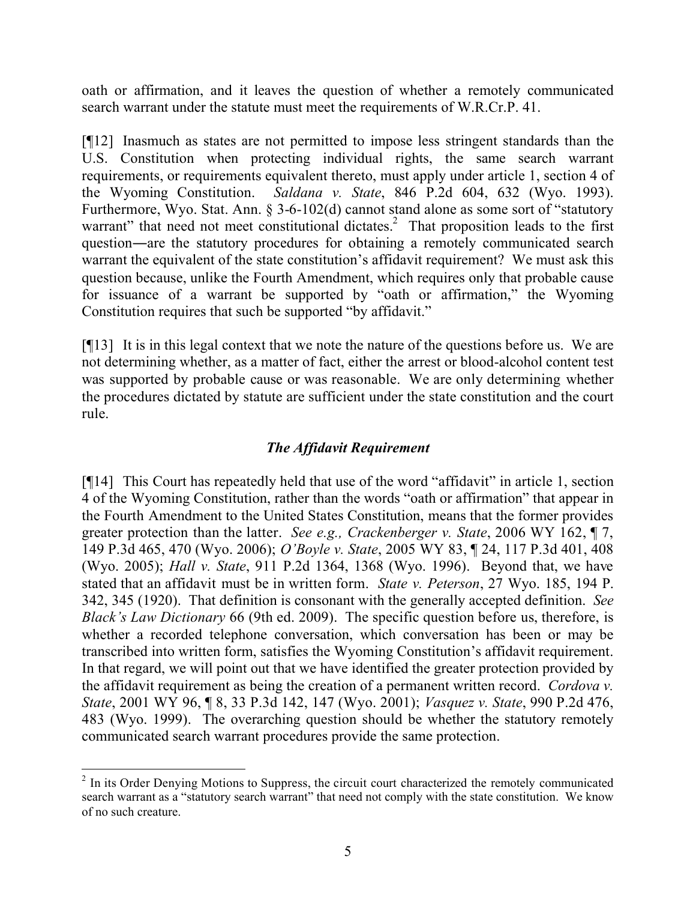oath or affirmation, and it leaves the question of whether a remotely communicated search warrant under the statute must meet the requirements of W.R.Cr.P. 41.

[¶12] Inasmuch as states are not permitted to impose less stringent standards than the U.S. Constitution when protecting individual rights, the same search warrant requirements, or requirements equivalent thereto, must apply under article 1, section 4 of the Wyoming Constitution. *Saldana v. State*, 846 P.2d 604, 632 (Wyo. 1993). Furthermore, Wyo. Stat. Ann. § 3-6-102(d) cannot stand alone as some sort of "statutory warrant" that need not meet constitutional dictates.[2] That proposition leads to the first question―are the statutory procedures for obtaining a remotely communicated search warrant the equivalent of the state constitution's affidavit requirement? We must ask this question because, unlike the Fourth Amendment, which requires only that probable cause for issuance of a warrant be supported by "oath or affirmation," the Wyoming Constitution requires that such be supported "by affidavit."

[¶13] It is in this legal context that we note the nature of the questions before us. We are not determining whether, as a matter of fact, either the arrest or blood-alcohol content test was supported by probable cause or was reasonable. We are only determining whether the procedures dictated by statute are sufficient under the state constitution and the court rule.

### *The Affidavit Requirement*

[¶14] This Court has repeatedly held that use of the word "affidavit" in article 1, section 4 of the Wyoming Constitution, rather than the words "oath or affirmation" that appear in the Fourth Amendment to the United States Constitution, means that the former provides greater protection than the latter. *See e.g., Crackenberger v. State*, 2006 WY 162, ¶ 7, 149 P.3d 465, 470 (Wyo. 2006); *O'Boyle v. State*, 2005 WY 83, ¶ 24, 117 P.3d 401, 408 (Wyo. 2005); *Hall v. State*, 911 P.2d 1364, 1368 (Wyo. 1996). Beyond that, we have stated that an affidavit must be in written form. *State v. Peterson*, 27 Wyo. 185, 194 P. 342, 345 (1920). That definition is consonant with the generally accepted definition. *See Black's Law Dictionary* 66 (9th ed. 2009). The specific question before us, therefore, is whether a recorded telephone conversation, which conversation has been or may be transcribed into written form, satisfies the Wyoming Constitution's affidavit requirement. In that regard, we will point out that we have identified the greater protection provided by the affidavit requirement as being the creation of a permanent written record. *Cordova v. State*, 2001 WY 96, ¶ 8, 33 P.3d 142, 147 (Wyo. 2001); *Vasquez v. State*, 990 P.2d 476, 483 (Wyo. 1999). The overarching question should be whether the statutory remotely communicated search warrant procedures provide the same protection.

---

[2] In its Order Denying Motions to Suppress, the circuit court characterized the remotely communicated search warrant as a "statutory search warrant" that need not comply with the state constitution. We know of no such creature.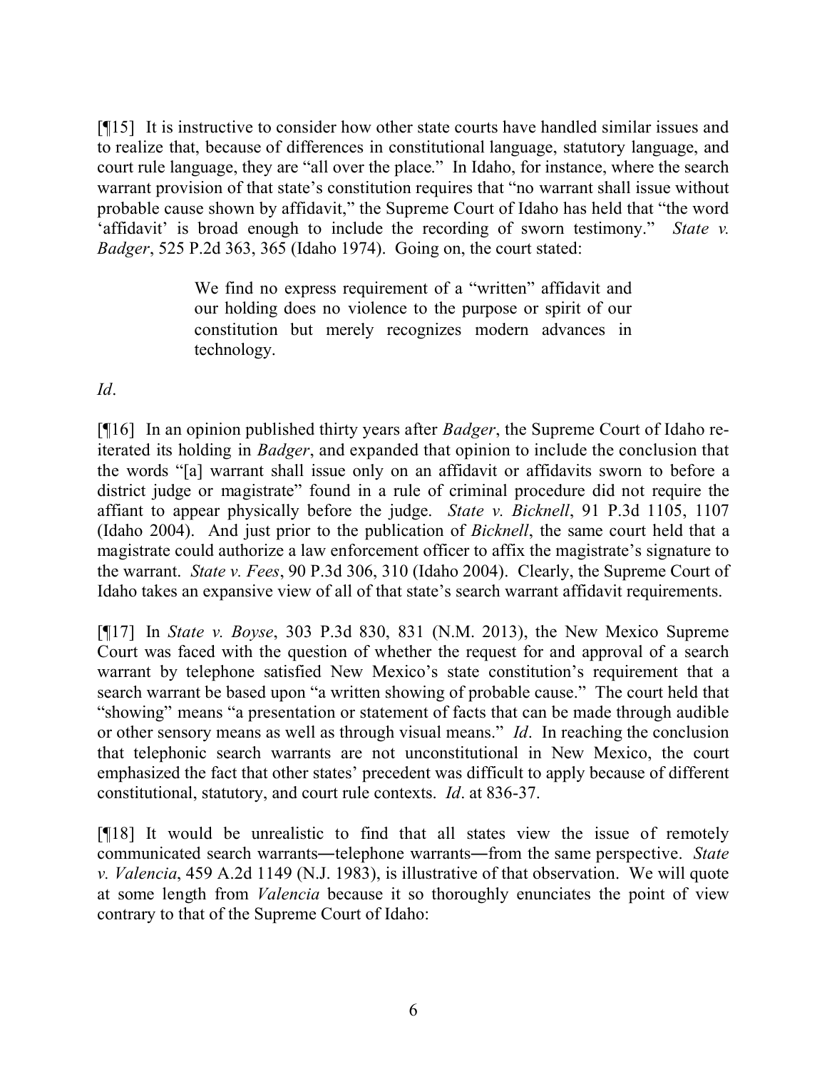[¶15] It is instructive to consider how other state courts have handled similar issues and to realize that, because of differences in constitutional language, statutory language, and court rule language, they are "all over the place." In Idaho, for instance, where the search warrant provision of that state's constitution requires that "no warrant shall issue without probable cause shown by affidavit," the Supreme Court of Idaho has held that "the word 'affidavit' is broad enough to include the recording of sworn testimony." *State v. Badger*, 525 P.2d 363, 365 (Idaho 1974). Going on, the court stated:

> We find no express requirement of a "written" affidavit and our holding does no violence to the purpose or spirit of our constitution but merely recognizes modern advances in technology.

*Id*.

[¶16] In an opinion published thirty years after *Badger*, the Supreme Court of Idaho re-iterated its holding in *Badger*, and expanded that opinion to include the conclusion that the words "[a] warrant shall issue only on an affidavit or affidavits sworn to before a district judge or magistrate" found in a rule of criminal procedure did not require the affiant to appear physically before the judge. *State v. Bicknell*, 91 P.3d 1105, 1107 (Idaho 2004). And just prior to the publication of *Bicknell*, the same court held that a magistrate could authorize a law enforcement officer to affix the magistrate's signature to the warrant. *State v. Fees*, 90 P.3d 306, 310 (Idaho 2004). Clearly, the Supreme Court of Idaho takes an expansive view of all of that state's search warrant affidavit requirements.

[¶17] In *State v. Boyse*, 303 P.3d 830, 831 (N.M. 2013), the New Mexico Supreme Court was faced with the question of whether the request for and approval of a search warrant by telephone satisfied New Mexico's state constitution's requirement that a search warrant be based upon "a written showing of probable cause." The court held that "showing" means "a presentation or statement of facts that can be made through audible or other sensory means as well as through visual means." *Id*. In reaching the conclusion that telephonic search warrants are not unconstitutional in New Mexico, the court emphasized the fact that other states' precedent was difficult to apply because of different constitutional, statutory, and court rule contexts. *Id*. at 836-37.

[¶18] It would be unrealistic to find that all states view the issue of remotely communicated search warrants―telephone warrants―from the same perspective. *State v. Valencia*, 459 A.2d 1149 (N.J. 1983), is illustrative of that observation. We will quote at some length from *Valencia* because it so thoroughly enunciates the point of view contrary to that of the Supreme Court of Idaho: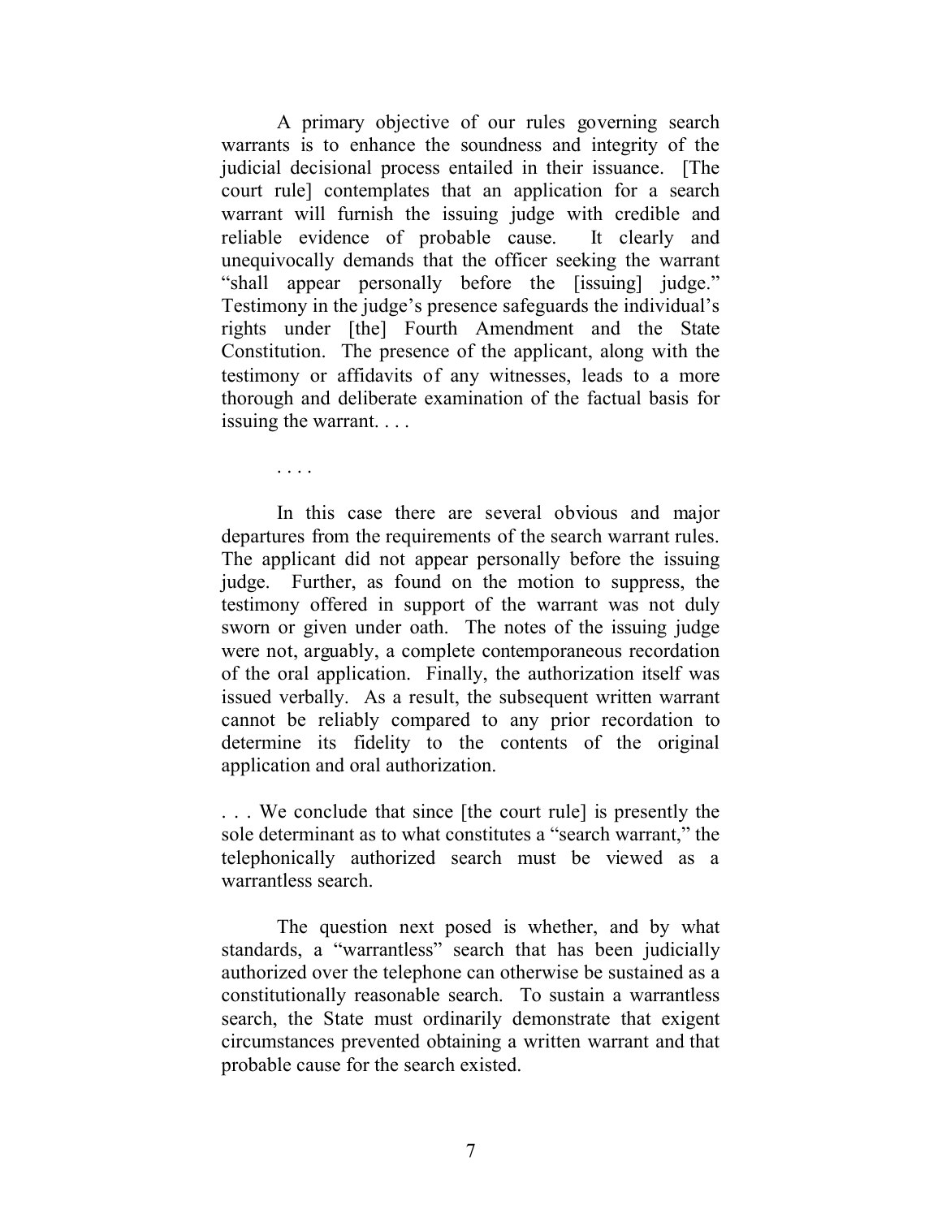> A primary objective of our rules governing search warrants is to enhance the soundness and integrity of the judicial decisional process entailed in their issuance. [The court rule] contemplates that an application for a search warrant will furnish the issuing judge with credible and reliable evidence of probable cause. It clearly and unequivocally demands that the officer seeking the warrant "shall appear personally before the [issuing] judge." Testimony in the judge's presence safeguards the individual's rights under [the] Fourth Amendment and the State Constitution. The presence of the applicant, along with the testimony or affidavits of any witnesses, leads to a more thorough and deliberate examination of the factual basis for issuing the warrant. . . .
>
> . . . .
>
> In this case there are several obvious and major departures from the requirements of the search warrant rules. The applicant did not appear personally before the issuing judge. Further, as found on the motion to suppress, the testimony offered in support of the warrant was not duly sworn or given under oath. The notes of the issuing judge were not, arguably, a complete contemporaneous recordation of the oral application. Finally, the authorization itself was issued verbally. As a result, the subsequent written warrant cannot be reliably compared to any prior recordation to determine its fidelity to the contents of the original application and oral authorization.
>
> . . . We conclude that since [the court rule] is presently the sole determinant as to what constitutes a "search warrant," the telephonically authorized search must be viewed as a warrantless search.
>
> The question next posed is whether, and by what standards, a "warrantless" search that has been judicially authorized over the telephone can otherwise be sustained as a constitutionally reasonable search. To sustain a warrantless search, the State must ordinarily demonstrate that exigent circumstances prevented obtaining a written warrant and that probable cause for the search existed.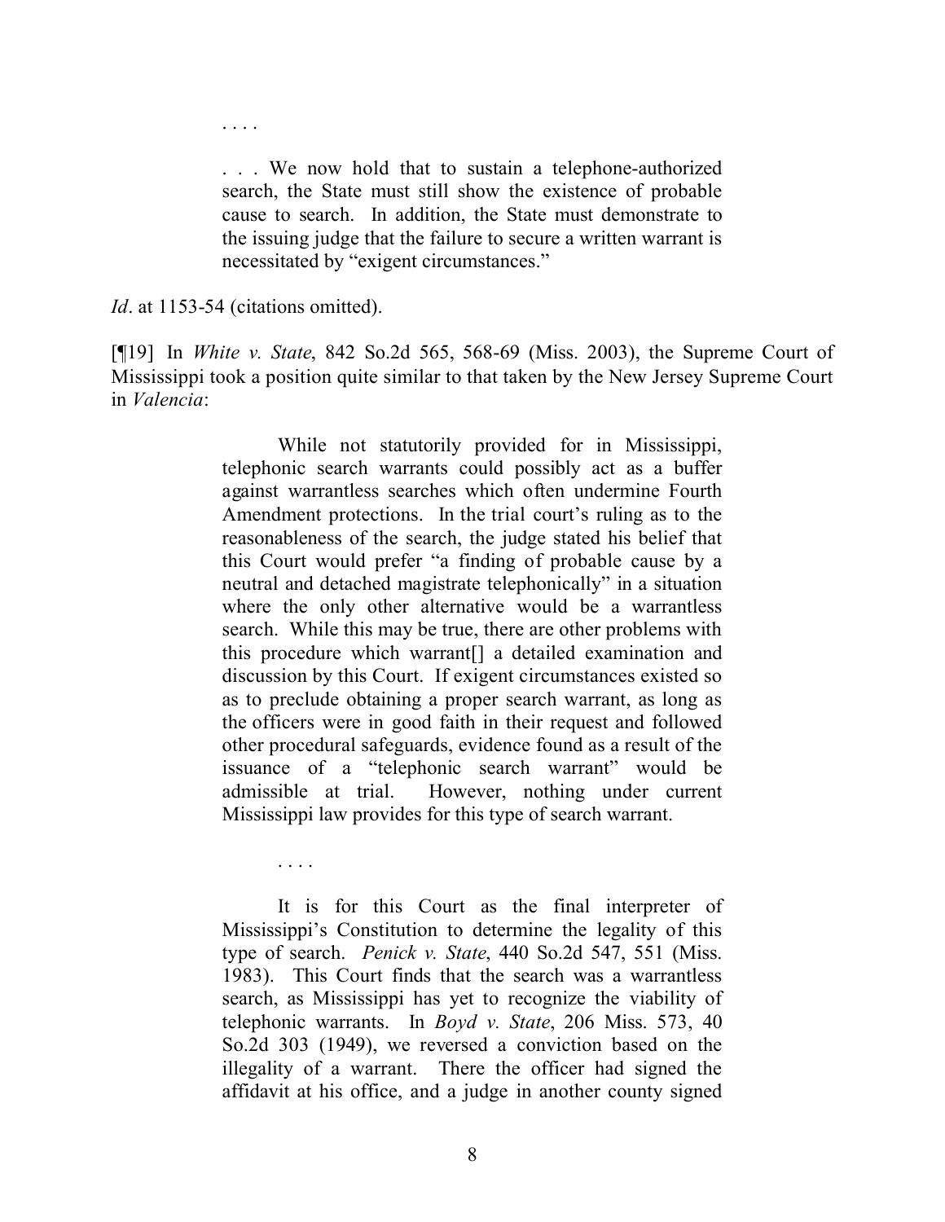. . . .

> . . . We now hold that to sustain a telephone-authorized search, the State must still show the existence of probable cause to search. In addition, the State must demonstrate to the issuing judge that the failure to secure a written warrant is necessitated by "exigent circumstances."

*Id*. at 1153-54 (citations omitted).

[¶19] In *White v. State*, 842 So.2d 565, 568-69 (Miss. 2003), the Supreme Court of Mississippi took a position quite similar to that taken by the New Jersey Supreme Court in *Valencia*:

> While not statutorily provided for in Mississippi, telephonic search warrants could possibly act as a buffer against warrantless searches which often undermine Fourth Amendment protections. In the trial court's ruling as to the reasonableness of the search, the judge stated his belief that this Court would prefer "a finding of probable cause by a neutral and detached magistrate telephonically" in a situation where the only other alternative would be a warrantless search. While this may be true, there are other problems with this procedure which warrant[] a detailed examination and discussion by this Court. If exigent circumstances existed so as to preclude obtaining a proper search warrant, as long as the officers were in good faith in their request and followed other procedural safeguards, evidence found as a result of the issuance of a "telephonic search warrant" would be admissible at trial. However, nothing under current Mississippi law provides for this type of search warrant.
>
> . . . .
>
> It is for this Court as the final interpreter of Mississippi's Constitution to determine the legality of this type of search. *Penick v. State*, 440 So.2d 547, 551 (Miss. 1983). This Court finds that the search was a warrantless search, as Mississippi has yet to recognize the viability of telephonic warrants. In *Boyd v. State*, 206 Miss. 573, 40 So.2d 303 (1949), we reversed a conviction based on the illegality of a warrant. There the officer had signed the affidavit at his office, and a judge in another county signed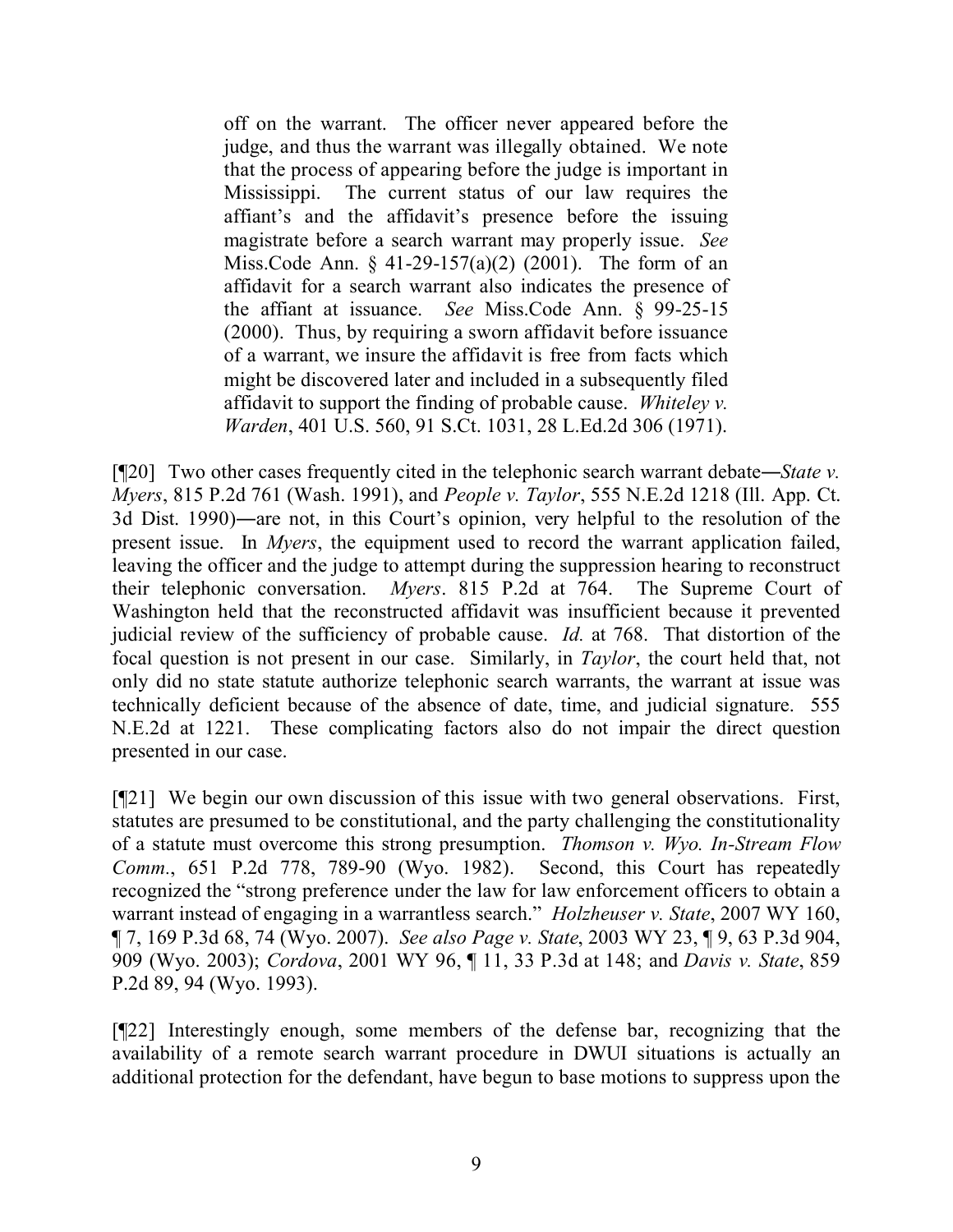> off on the warrant. The officer never appeared before the judge, and thus the warrant was illegally obtained. We note that the process of appearing before the judge is important in Mississippi. The current status of our law requires the affiant's and the affidavit's presence before the issuing magistrate before a search warrant may properly issue. *See* Miss.Code Ann. § 41-29-157(a)(2) (2001). The form of an affidavit for a search warrant also indicates the presence of the affiant at issuance. *See* Miss.Code Ann. § 99-25-15 (2000). Thus, by requiring a sworn affidavit before issuance of a warrant, we insure the affidavit is free from facts which might be discovered later and included in a subsequently filed affidavit to support the finding of probable cause. *Whiteley v. Warden*, 401 U.S. 560, 91 S.Ct. 1031, 28 L.Ed.2d 306 (1971).

[¶20] Two other cases frequently cited in the telephonic search warrant debate―*State v. Myers*, 815 P.2d 761 (Wash. 1991), and *People v. Taylor*, 555 N.E.2d 1218 (Ill. App. Ct. 3d Dist. 1990)―are not, in this Court's opinion, very helpful to the resolution of the present issue. In *Myers*, the equipment used to record the warrant application failed, leaving the officer and the judge to attempt during the suppression hearing to reconstruct their telephonic conversation. *Myers*. 815 P.2d at 764. The Supreme Court of Washington held that the reconstructed affidavit was insufficient because it prevented judicial review of the sufficiency of probable cause. *Id.* at 768. That distortion of the focal question is not present in our case. Similarly, in *Taylor*, the court held that, not only did no state statute authorize telephonic search warrants, the warrant at issue was technically deficient because of the absence of date, time, and judicial signature. 555 N.E.2d at 1221. These complicating factors also do not impair the direct question presented in our case.

[¶21] We begin our own discussion of this issue with two general observations. First, statutes are presumed to be constitutional, and the party challenging the constitutionality of a statute must overcome this strong presumption. *Thomson v. Wyo. In-Stream Flow Comm.*, 651 P.2d 778, 789-90 (Wyo. 1982). Second, this Court has repeatedly recognized the "strong preference under the law for law enforcement officers to obtain a warrant instead of engaging in a warrantless search." *Holzheuser v. State*, 2007 WY 160, ¶ 7, 169 P.3d 68, 74 (Wyo. 2007). *See also Page v. State*, 2003 WY 23, ¶ 9, 63 P.3d 904, 909 (Wyo. 2003); *Cordova*, 2001 WY 96, ¶ 11, 33 P.3d at 148; and *Davis v. State*, 859 P.2d 89, 94 (Wyo. 1993).

[¶22] Interestingly enough, some members of the defense bar, recognizing that the availability of a remote search warrant procedure in DWUI situations is actually an additional protection for the defendant, have begun to base motions to suppress upon the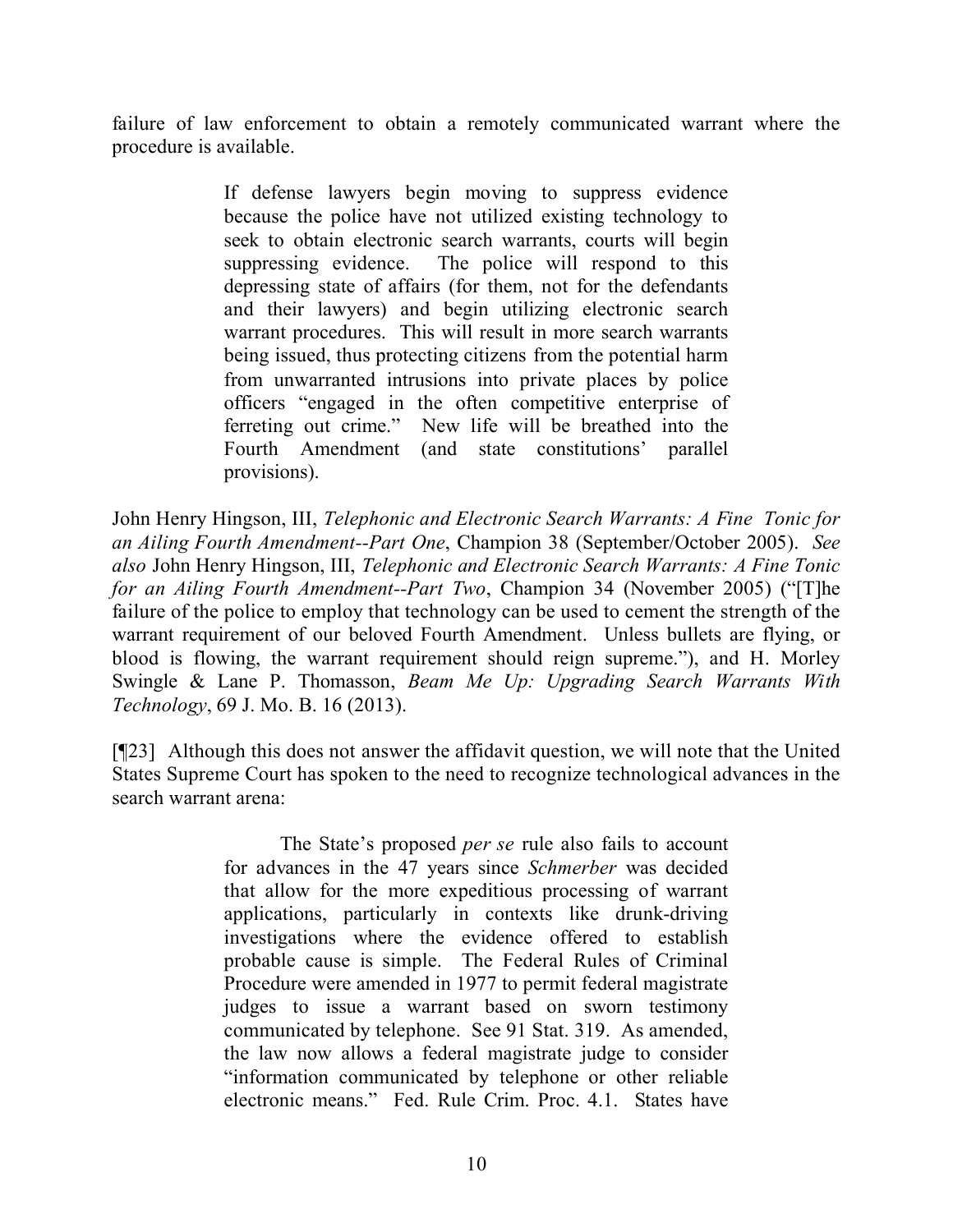failure of law enforcement to obtain a remotely communicated warrant where the procedure is available.

> If defense lawyers begin moving to suppress evidence because the police have not utilized existing technology to seek to obtain electronic search warrants, courts will begin suppressing evidence. The police will respond to this depressing state of affairs (for them, not for the defendants and their lawyers) and begin utilizing electronic search warrant procedures. This will result in more search warrants being issued, thus protecting citizens from the potential harm from unwarranted intrusions into private places by police officers "engaged in the often competitive enterprise of ferreting out crime." New life will be breathed into the Fourth Amendment (and state constitutions' parallel provisions).

John Henry Hingson, III, *Telephonic and Electronic Search Warrants: A Fine Tonic for an Ailing Fourth Amendment--Part One*, Champion 38 (September/October 2005). *See also* John Henry Hingson, III, *Telephonic and Electronic Search Warrants: A Fine Tonic for an Ailing Fourth Amendment--Part Two*, Champion 34 (November 2005) ("[T]he failure of the police to employ that technology can be used to cement the strength of the warrant requirement of our beloved Fourth Amendment. Unless bullets are flying, or blood is flowing, the warrant requirement should reign supreme."), and H. Morley Swingle & Lane P. Thomasson, *Beam Me Up: Upgrading Search Warrants With Technology*, 69 J. Mo. B. 16 (2013).

[¶23] Although this does not answer the affidavit question, we will note that the United States Supreme Court has spoken to the need to recognize technological advances in the search warrant arena:

> The State's proposed *per se* rule also fails to account for advances in the 47 years since *Schmerber* was decided that allow for the more expeditious processing of warrant applications, particularly in contexts like drunk-driving investigations where the evidence offered to establish probable cause is simple. The Federal Rules of Criminal Procedure were amended in 1977 to permit federal magistrate judges to issue a warrant based on sworn testimony communicated by telephone. See 91 Stat. 319. As amended, the law now allows a federal magistrate judge to consider "information communicated by telephone or other reliable electronic means." Fed. Rule Crim. Proc. 4.1. States have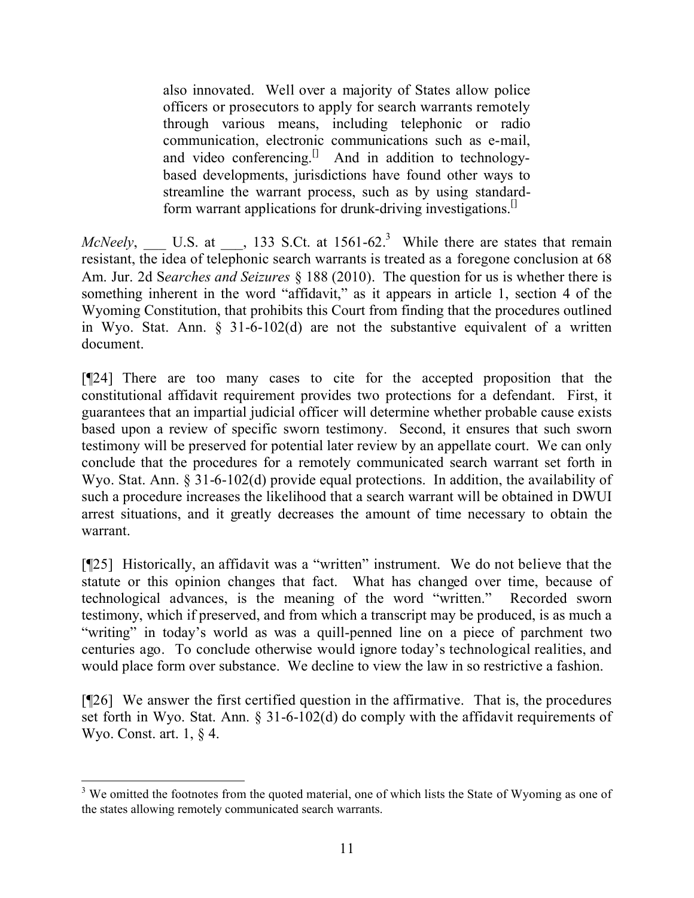> also innovated. Well over a majority of States allow police officers or prosecutors to apply for search warrants remotely through various means, including telephonic or radio communication, electronic communications such as e-mail, and video conferencing.[] And in addition to technology-based developments, jurisdictions have found other ways to streamline the warrant process, such as by using standard-form warrant applications for drunk-driving investigations.[]

*McNeely*, ___ U.S. at ___, 133 S.Ct. at 1561-62.[3] While there are states that remain resistant, the idea of telephonic search warrants is treated as a foregone conclusion at 68 Am. Jur. 2d S*earches and Seizures* § 188 (2010). The question for us is whether there is something inherent in the word "affidavit," as it appears in article 1, section 4 of the Wyoming Constitution, that prohibits this Court from finding that the procedures outlined in Wyo. Stat. Ann. § 31-6-102(d) are not the substantive equivalent of a written document.

[¶24] There are too many cases to cite for the accepted proposition that the constitutional affidavit requirement provides two protections for a defendant. First, it guarantees that an impartial judicial officer will determine whether probable cause exists based upon a review of specific sworn testimony. Second, it ensures that such sworn testimony will be preserved for potential later review by an appellate court. We can only conclude that the procedures for a remotely communicated search warrant set forth in Wyo. Stat. Ann. § 31-6-102(d) provide equal protections. In addition, the availability of such a procedure increases the likelihood that a search warrant will be obtained in DWUI arrest situations, and it greatly decreases the amount of time necessary to obtain the warrant.

[¶25] Historically, an affidavit was a "written" instrument. We do not believe that the statute or this opinion changes that fact. What has changed over time, because of technological advances, is the meaning of the word "written." Recorded sworn testimony, which if preserved, and from which a transcript may be produced, is as much a "writing" in today's world as was a quill-penned line on a piece of parchment two centuries ago. To conclude otherwise would ignore today's technological realities, and would place form over substance. We decline to view the law in so restrictive a fashion.

[¶26] We answer the first certified question in the affirmative. That is, the procedures set forth in Wyo. Stat. Ann. § 31-6-102(d) do comply with the affidavit requirements of Wyo. Const. art. 1, § 4.

---

[3] We omitted the footnotes from the quoted material, one of which lists the State of Wyoming as one of the states allowing remotely communicated search warrants.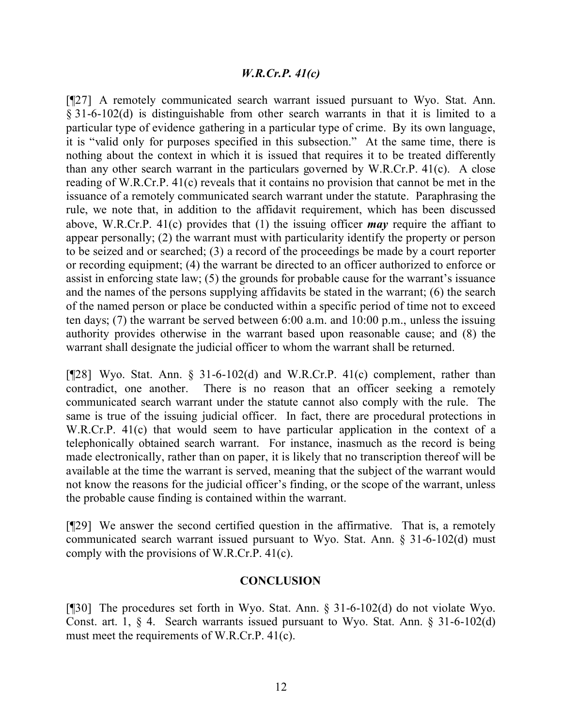### *W.R.Cr.P. 41(c)*

[¶27] A remotely communicated search warrant issued pursuant to Wyo. Stat. Ann. § 31-6-102(d) is distinguishable from other search warrants in that it is limited to a particular type of evidence gathering in a particular type of crime. By its own language, it is "valid only for purposes specified in this subsection." At the same time, there is nothing about the context in which it is issued that requires it to be treated differently than any other search warrant in the particulars governed by W.R.Cr.P. 41(c). A close reading of W.R.Cr.P. 41(c) reveals that it contains no provision that cannot be met in the issuance of a remotely communicated search warrant under the statute. Paraphrasing the rule, we note that, in addition to the affidavit requirement, which has been discussed above, W.R.Cr.P. 41(c) provides that (1) the issuing officer ***may*** require the affiant to appear personally; (2) the warrant must with particularity identify the property or person to be seized and or searched; (3) a record of the proceedings be made by a court reporter or recording equipment; (4) the warrant be directed to an officer authorized to enforce or assist in enforcing state law; (5) the grounds for probable cause for the warrant's issuance and the names of the persons supplying affidavits be stated in the warrant; (6) the search of the named person or place be conducted within a specific period of time not to exceed ten days; (7) the warrant be served between 6:00 a.m. and 10:00 p.m., unless the issuing authority provides otherwise in the warrant based upon reasonable cause; and (8) the warrant shall designate the judicial officer to whom the warrant shall be returned.

[¶28] Wyo. Stat. Ann. § 31-6-102(d) and W.R.Cr.P. 41(c) complement, rather than contradict, one another. There is no reason that an officer seeking a remotely communicated search warrant under the statute cannot also comply with the rule. The same is true of the issuing judicial officer. In fact, there are procedural protections in W.R.Cr.P. 41(c) that would seem to have particular application in the context of a telephonically obtained search warrant. For instance, inasmuch as the record is being made electronically, rather than on paper, it is likely that no transcription thereof will be available at the time the warrant is served, meaning that the subject of the warrant would not know the reasons for the judicial officer's finding, or the scope of the warrant, unless the probable cause finding is contained within the warrant.

[¶29] We answer the second certified question in the affirmative. That is, a remotely communicated search warrant issued pursuant to Wyo. Stat. Ann. § 31-6-102(d) must comply with the provisions of W.R.Cr.P. 41(c).

## CONCLUSION

[¶30] The procedures set forth in Wyo. Stat. Ann. § 31-6-102(d) do not violate Wyo. Const. art. 1, § 4. Search warrants issued pursuant to Wyo. Stat. Ann. § 31-6-102(d) must meet the requirements of W.R.Cr.P. 41(c).